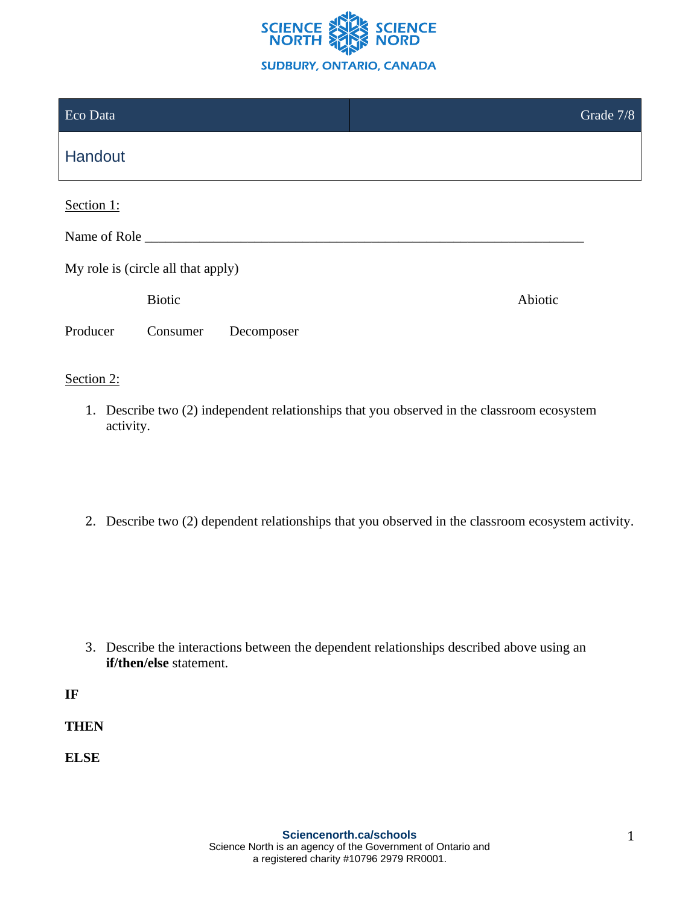SCIENCE NORTH SCIENCE NORD
SUDBURY, ONTARIO, CANADA

| Eco Data | Grade 7/8 |
|---|---|
| **Handout** | |

Section 1:

Name of Role ________________________________________________________________

My role is (circle all that apply)

Biotic Abiotic

Producer Consumer Decomposer

Section 2:

1. Describe two (2) independent relationships that you observed in the classroom ecosystem activity.

2. Describe two (2) dependent relationships that you observed in the classroom ecosystem activity.

3. Describe the interactions between the dependent relationships described above using an **if/then/else** statement.

**IF**

**THEN**

**ELSE**

**Sciencenorth.ca/schools**
Science North is an agency of the Government of Ontario and a registered charity #10796 2979 RR0001.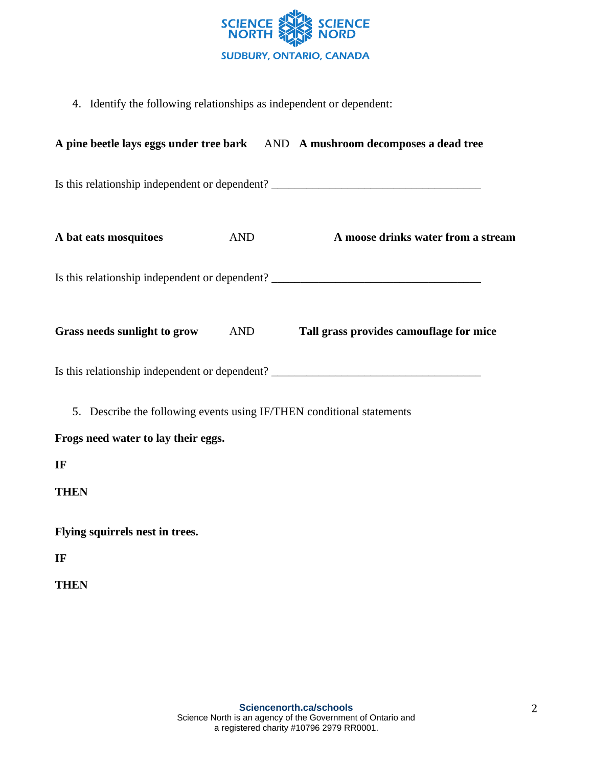4. Identify the following relationships as independent or dependent:

**A pine beetle lays eggs under tree bark** AND **A mushroom decomposes a dead tree**

Is this relationship independent or dependent? ___________________________________

**A bat eats mosquitoes** AND **A moose drinks water from a stream**

Is this relationship independent or dependent? ___________________________________

**Grass needs sunlight to grow** AND **Tall grass provides camouflage for mice**

Is this relationship independent or dependent? ___________________________________

5. Describe the following events using IF/THEN conditional statements

**Frogs need water to lay their eggs.**

**IF**

**THEN**

**Flying squirrels nest in trees.**

**IF**

**THEN**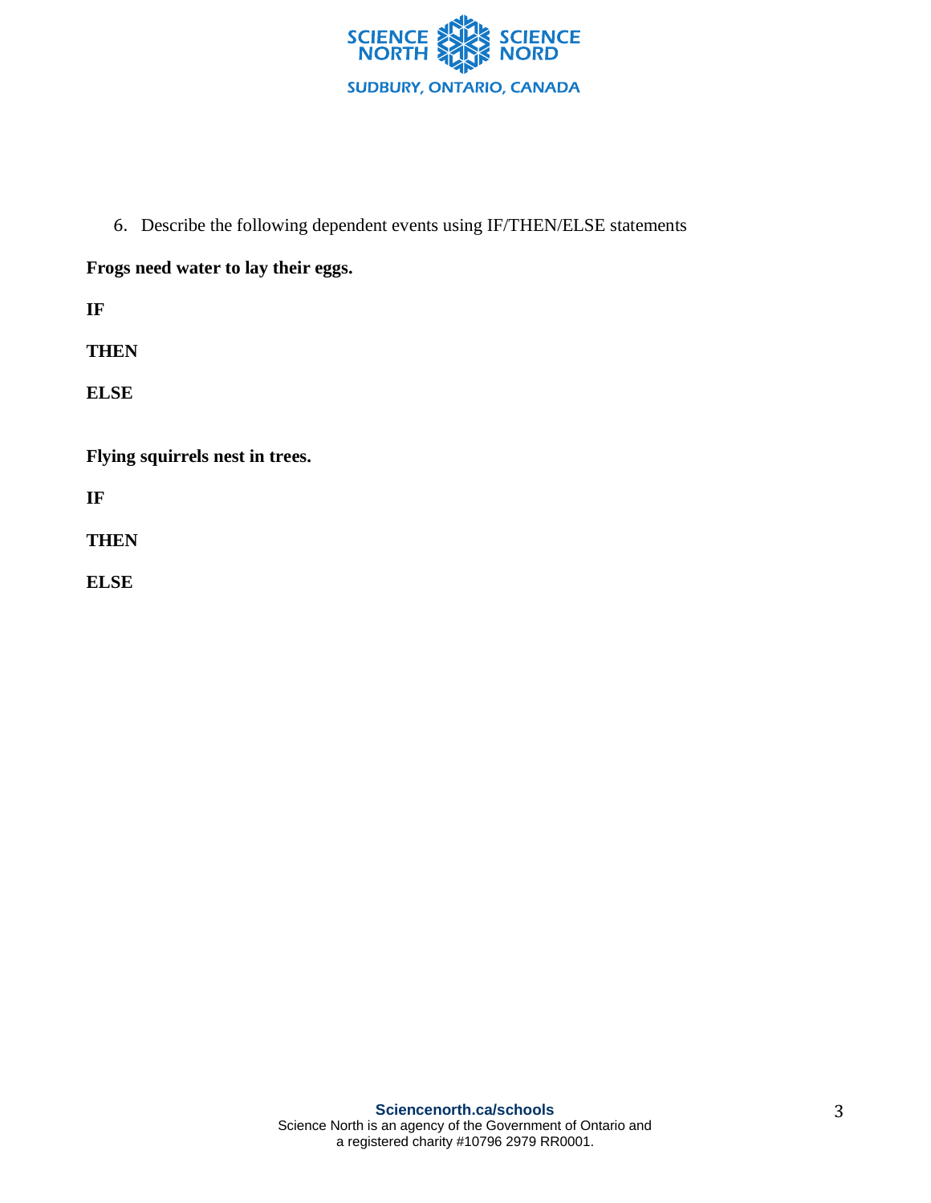6. Describe the following dependent events using IF/THEN/ELSE statements

**Frogs need water to lay their eggs.**

**IF**

**THEN**

**ELSE**

**Flying squirrels nest in trees.**

**IF**

**THEN**

**ELSE**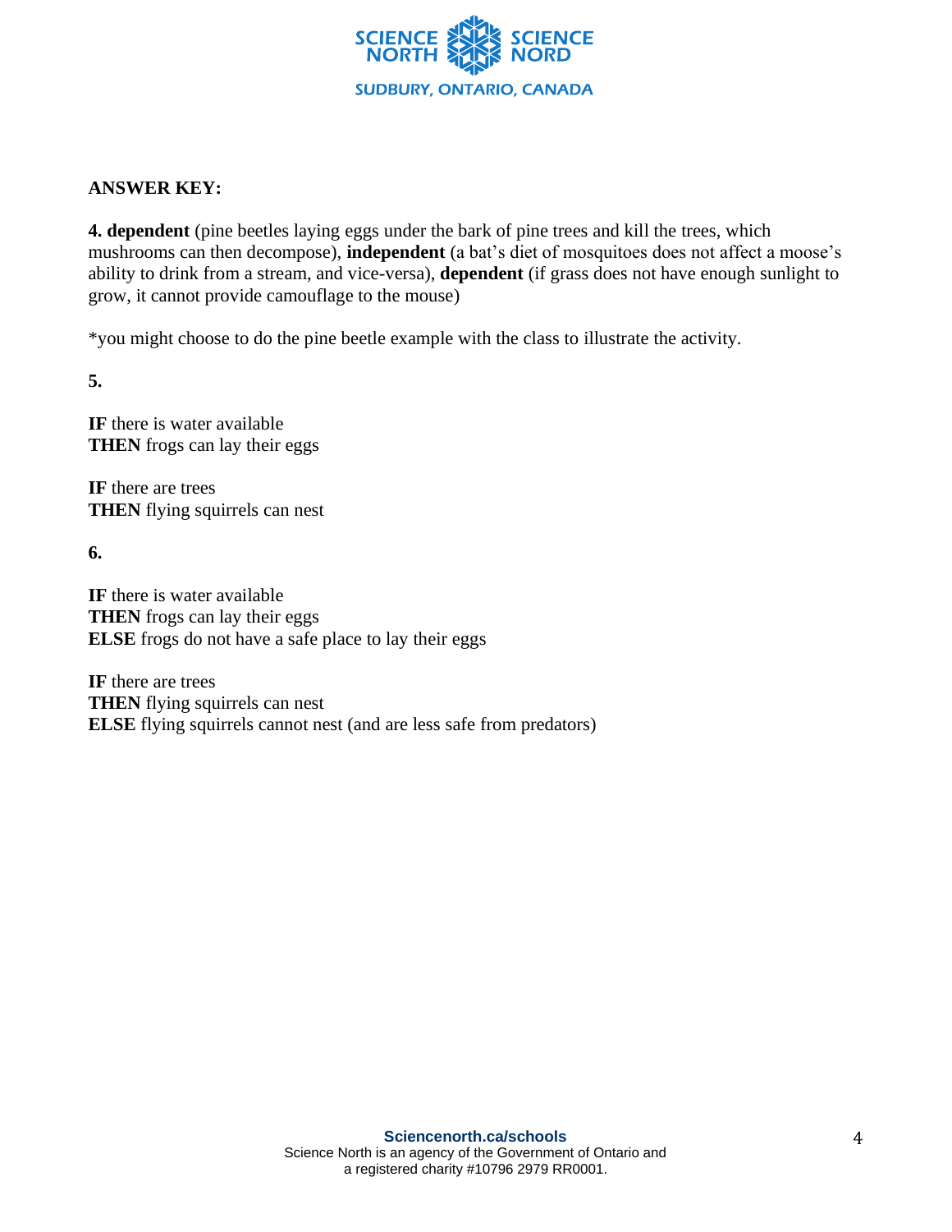**ANSWER KEY:**

**4. dependent** (pine beetles laying eggs under the bark of pine trees and kill the trees, which mushrooms can then decompose), **independent** (a bat's diet of mosquitoes does not affect a moose's ability to drink from a stream, and vice-versa), **dependent** (if grass does not have enough sunlight to grow, it cannot provide camouflage to the mouse)

*you might choose to do the pine beetle example with the class to illustrate the activity.

**5.**

**IF** there is water available  
**THEN** frogs can lay their eggs

**IF** there are trees  
**THEN** flying squirrels can nest

**6.**

**IF** there is water available  
**THEN** frogs can lay their eggs  
**ELSE** frogs do not have a safe place to lay their eggs

**IF** there are trees  
**THEN** flying squirrels can nest  
**ELSE** flying squirrels cannot nest (and are less safe from predators)